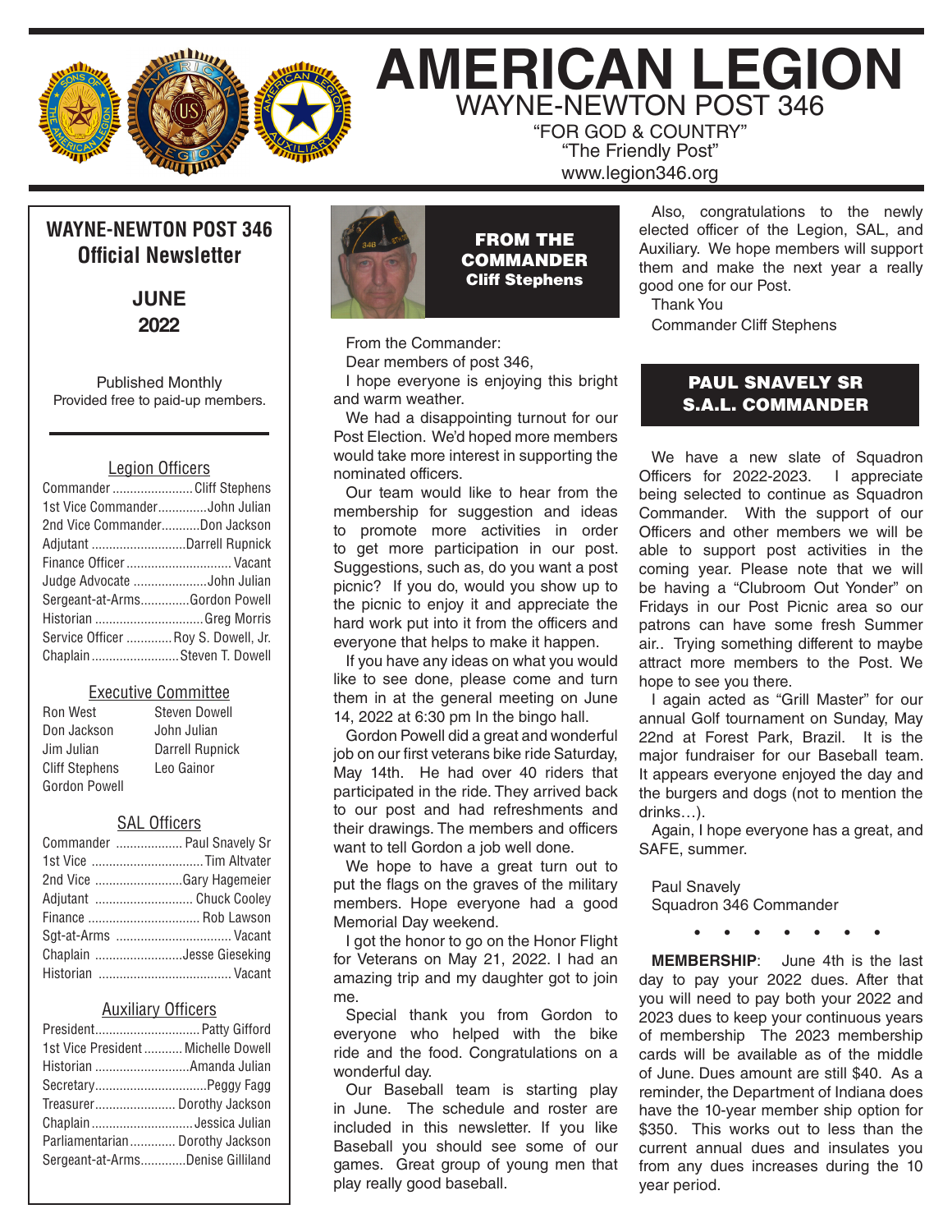# AMERICAN LEGION

## WAYNE-NEWTON POST 346

"FOR GOD & COUNTRY"
"The Friendly Post"
www.legion346.org

## WAYNE-NEWTON POST 346 Official Newsletter

**JUNE 2022**

Published Monthly
Provided free to paid-up members.

### Legion Officers

| | |
|---|---|
| Commander | Cliff Stephens |
| 1st Vice Commander | John Julian |
| 2nd Vice Commander | Don Jackson |
| Adjutant | Darrell Rupnick |
| Finance Officer | Vacant |
| Judge Advocate | John Julian |
| Sergeant-at-Arms | Gordon Powell |
| Historian | Greg Morris |
| Service Officer | Roy S. Dowell, Jr. |
| Chaplain | Steven T. Dowell |

### Executive Committee

| | |
|---|---|
| Ron West | Steven Dowell |
| Don Jackson | John Julian |
| Jim Julian | Darrell Rupnick |
| Cliff Stephens | Leo Gainor |
| Gordon Powell | |

### SAL Officers

| | |
|---|---|
| Commander | Paul Snavely Sr |
| 1st Vice | Tim Altvater |
| 2nd Vice | Gary Hagemeier |
| Adjutant | Chuck Cooley |
| Finance | Rob Lawson |
| Sgt-at-Arms | Vacant |
| Chaplain | Jesse Gieseking |
| Historian | Vacant |

### Auxiliary Officers

| | |
|---|---|
| President | Patty Gifford |
| 1st Vice President | Michelle Dowell |
| Historian | Amanda Julian |
| Secretary | Peggy Fagg |
| Treasurer | Dorothy Jackson |
| Chaplain | Jessica Julian |
| Parliamentarian | Dorothy Jackson |
| Sergeant-at-Arms | Denise Gilliland |

## FROM THE COMMANDER
**Cliff Stephens**

From the Commander:

Dear members of post 346,

I hope everyone is enjoying this bright and warm weather.

We had a disappointing turnout for our Post Election. We'd hoped more members would take more interest in supporting the nominated officers.

Our team would like to hear from the membership for suggestion and ideas to promote more activities in order to get more participation in our post. Suggestions, such as, do you want a post picnic? If you do, would you show up to the picnic to enjoy it and appreciate the hard work put into it from the officers and everyone that helps to make it happen.

If you have any ideas on what you would like to see done, please come and turn them in at the general meeting on June 14, 2022 at 6:30 pm In the bingo hall.

Gordon Powell did a great and wonderful job on our first veterans bike ride Saturday, May 14th. He had over 40 riders that participated in the ride. They arrived back to our post and had refreshments and their drawings. The members and officers want to tell Gordon a job well done.

We hope to have a great turn out to put the flags on the graves of the military members. Hope everyone had a good Memorial Day weekend.

I got the honor to go on the Honor Flight for Veterans on May 21, 2022. I had an amazing trip and my daughter got to join me.

Special thank you from Gordon to everyone who helped with the bike ride and the food. Congratulations on a wonderful day.

Our Baseball team is starting play in June. The schedule and roster are included in this newsletter. If you like Baseball you should see some of our games. Great group of young men that play really good baseball.

Also, congratulations to the newly elected officer of the Legion, SAL, and Auxiliary. We hope members will support them and make the next year a really good one for our Post.

Thank You

Commander Cliff Stephens

## PAUL SNAVELY SR S.A.L. COMMANDER

We have a new slate of Squadron Officers for 2022-2023. I appreciate being selected to continue as Squadron Commander. With the support of our Officers and other members we will be able to support post activities in the coming year. Please note that we will be having a "Clubroom Out Yonder" on Fridays in our Post Picnic area so our patrons can have some fresh Summer air.. Trying something different to maybe attract more members to the Post. We hope to see you there.

I again acted as "Grill Master" for our annual Golf tournament on Sunday, May 22nd at Forest Park, Brazil. It is the major fundraiser for our Baseball team. It appears everyone enjoyed the day and the burgers and dogs (not to mention the drinks…).

Again, I hope everyone has a great, and SAFE, summer.

Paul Snavely
Squadron 346 Commander

• • • • • • •

**MEMBERSHIP**: June 4th is the last day to pay your 2022 dues. After that you will need to pay both your 2022 and 2023 dues to keep your continuous years of membership The 2023 membership cards will be available as of the middle of June. Dues amount are still $40. As a reminder, the Department of Indiana does have the 10-year member ship option for $350. This works out to less than the current annual dues and insulates you from any dues increases during the 10 year period.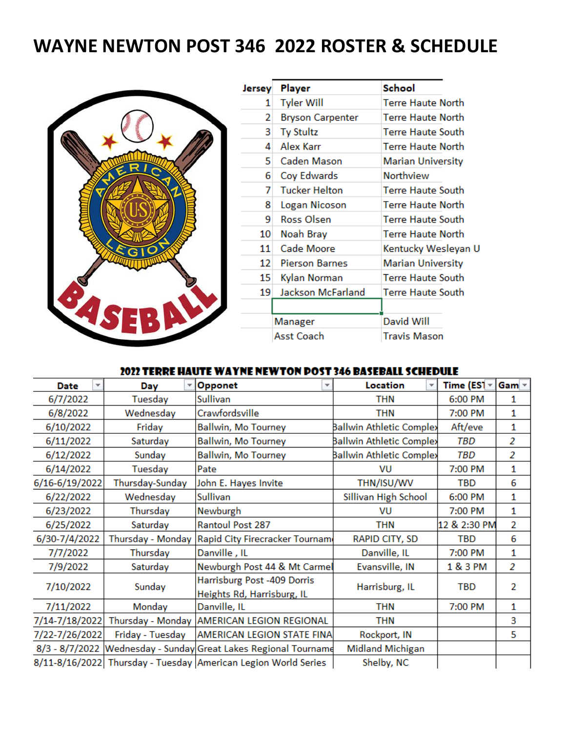# WAYNE NEWTON POST 346 2022 ROSTER & SCHEDULE

| Jersey | Player | School |
|---|---|---|
| 1 | Tyler Will | Terre Haute North |
| 2 | Bryson Carpenter | Terre Haute North |
| 3 | Ty Stultz | Terre Haute South |
| 4 | Alex Karr | Terre Haute North |
| 5 | Caden Mason | Marian University |
| 6 | Coy Edwards | Northview |
| 7 | Tucker Helton | Terre Haute South |
| 8 | Logan Nicoson | Terre Haute North |
| 9 | Ross Olsen | Terre Haute South |
| 10 | Noah Bray | Terre Haute North |
| 11 | Cade Moore | Kentucky Wesleyan U |
| 12 | Pierson Barnes | Marian University |
| 15 | Kylan Norman | Terre Haute South |
| 19 | Jackson McFarland | Terre Haute South |
| | | |
| | Manager | David Will |
| | Asst Coach | Travis Mason |

## 2022 TERRE HAUTE WAYNE NEWTON POST 346 BASEBALL SCHEDULE

| Date | Day | Opponet | Location | Time (EST | Gam |
|---|---|---|---|---|---|
| 6/7/2022 | Tuesday | Sullivan | THN | 6:00 PM | 1 |
| 6/8/2022 | Wednesday | Crawfordsville | THN | 7:00 PM | 1 |
| 6/10/2022 | Friday | Ballwin, Mo Tourney | Ballwin Athletic Complex | Aft/eve | 1 |
| 6/11/2022 | Saturday | Ballwin, Mo Tourney | Ballwin Athletic Complex | *TBD* | *2* |
| 6/12/2022 | Sunday | Ballwin, Mo Tourney | Ballwin Athletic Complex | *TBD* | *2* |
| 6/14/2022 | Tuesday | Pate | VU | 7:00 PM | 1 |
| 6/16-6/19/2022 | Thursday-Sunday | John E. Hayes Invite | THN/ISU/WV | TBD | 6 |
| 6/22/2022 | Wednesday | Sullivan | Sillivan High School | 6:00 PM | 1 |
| 6/23/2022 | Thursday | Newburgh | VU | 7:00 PM | 1 |
| 6/25/2022 | Saturday | Rantoul Post 287 | THN | 12 & 2:30 PM | 2 |
| 6/30-7/4/2022 | Thursday - Monday | Rapid City Firecracker Tournam | RAPID CITY, SD | TBD | 6 |
| 7/7/2022 | Thursday | Danville , IL | Danville, IL | 7:00 PM | 1 |
| 7/9/2022 | Saturday | Newburgh Post 44 & Mt Carmel | Evansville, IN | 1 & 3 PM | 2 |
| 7/10/2022 | Sunday | Harrisburg Post -409 Dorris Heights Rd, Harrisburg, IL | Harrisburg, IL | TBD | 2 |
| 7/11/2022 | Monday | Danville, IL | THN | 7:00 PM | 1 |
| 7/14-7/18/2022 | Thursday - Monday | AMERICAN LEGION REGIONAL | THN | | 3 |
| 7/22-7/26/2022 | Friday - Tuesday | AMERICAN LEGION STATE FINA | Rockport, IN | | 5 |
| 8/3 - 8/7/2022 | Wednesday - Sunday | Great Lakes Regional Tourname | Midland Michigan | | |
| 8/11-8/16/2022 | Thursday - Tuesday | American Legion World Series | Shelby, NC | | |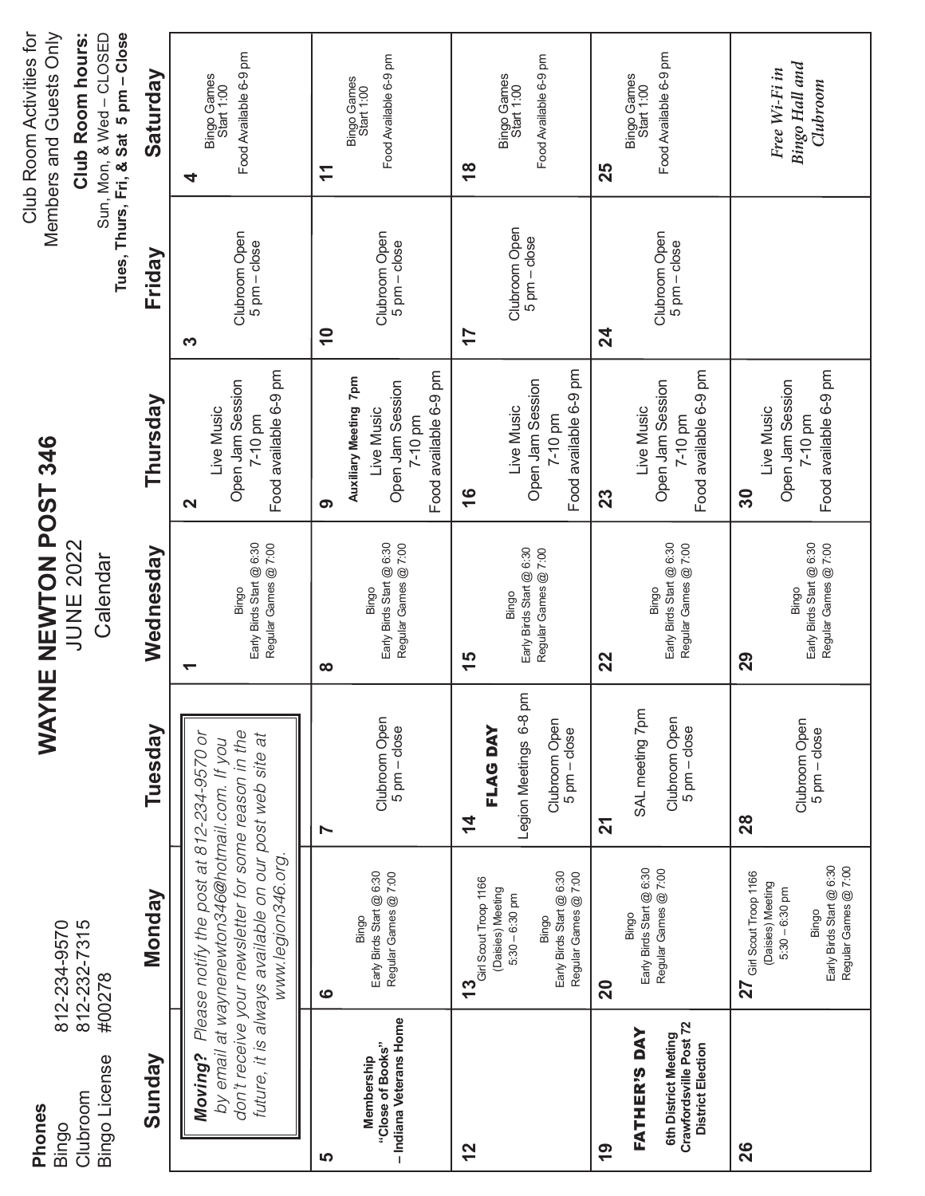**Phones**
Bingo 812-234-9570
Clubroom 812-232-7315
Bingo License #00278

# WAYNE NEWTON POST 346

## JUNE 2022
## Calendar

Club Room Activities for Members and Guests Only

**Club Room hours:**
Sun, Mon, & Wed – CLOSED
**Tues, Thurs, Fri, & Sat 5 pm – Close**

| Sunday | Monday | Tuesday | Wednesday | Thursday | Friday | Saturday |
|---|---|---|---|---|---|---|
| ***Moving?*** *Please notify the post at 812-234-9570 or by email at waynenewton346@hotmail.com. If you don't receive your newsletter for some reason in the future, it is always available on our post web site at www.legion346.org.* | | | **1** Bingo Early Birds Start @ 6:30 Regular Games @ 7:00 | **2** Live Music Open Jam Session 7-10 pm Food available 6-9 pm | **3** Clubroom Open 5 pm – close | **4** Bingo Games Start 1:00 Food Available 6-9 pm |
| **5** **Membership "Close of Books" – Indiana Veterans Home** | **6** Bingo Early Birds Start @ 6:30 Regular Games @ 7:00 | **7** Clubroom Open 5 pm – close | **8** Bingo Early Birds Start @ 6:30 Regular Games @ 7:00 | **9** **Auxiliary Meeting 7pm** Live Music Open Jam Session 7-10 pm Food available 6-9 pm | **10** Clubroom Open 5 pm – close | **11** Bingo Games Start 1:00 Food Available 6-9 pm |
| **12** | **13** Girl Scout Troop 1166 (Daisies) Meeting 5:30 – 6:30 pm Bingo Early Birds Start @ 6:30 Regular Games @ 7:00 | **14** **FLAG DAY** Legion Meetings 6-8 pm Clubroom Open 5 pm – close | **15** Bingo Early Birds Start @ 6:30 Regular Games @ 7:00 | **16** Live Music Open Jam Session 7-10 pm Food available 6-9 pm | **17** Clubroom Open 5 pm – close | **18** Bingo Games Start 1:00 Food Available 6-9 pm |
| **19** **FATHER'S DAY** **6th District Meeting Crawfordsville Post 72 District Election** | **20** Bingo Early Birds Start @ 6:30 Regular Games @ 7:00 | **21** SAL meeting 7pm Clubroom Open 5 pm – close | **22** Bingo Early Birds Start @ 6:30 Regular Games @ 7:00 | **23** Live Music Open Jam Session 7-10 pm Food available 6-9 pm | **24** Clubroom Open 5 pm – close | **25** Bingo Games Start 1:00 Food Available 6-9 pm |
| **26** | **27** Girl Scout Troop 1166 (Daisies) Meeting 5:30 – 6:30 pm Bingo Early Birds Start @ 6:30 Regular Games @ 7:00 | **28** Clubroom Open 5 pm – close | **29** Bingo Early Birds Start @ 6:30 Regular Games @ 7:00 | **30** Live Music Open Jam Session 7-10 pm Food available 6-9 pm | | ***Free Wi-Fi in Bingo Hall and Clubroom*** |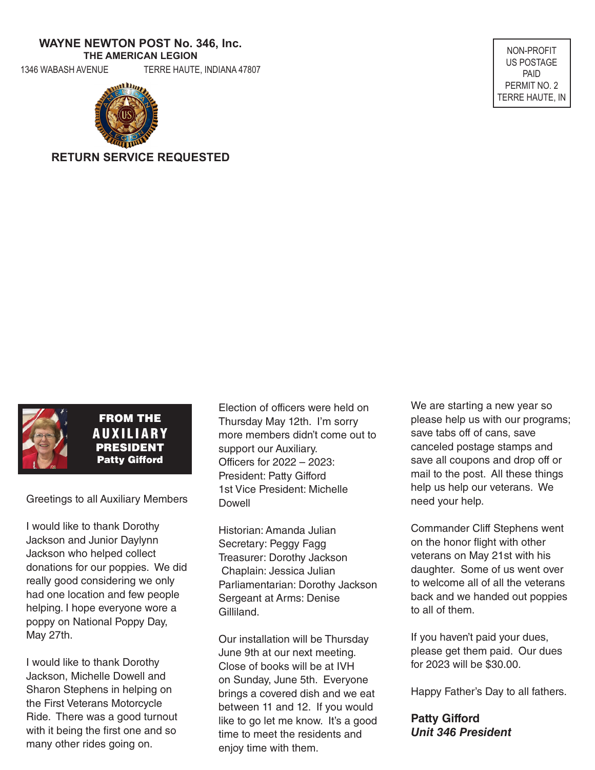**WAYNE NEWTON POST No. 346, Inc.**
**THE AMERICAN LEGION**
1346 WABASH AVENUE TERRE HAUTE, INDIANA 47807

**RETURN SERVICE REQUESTED**

NON-PROFIT
US POSTAGE
PAID
PERMIT NO. 2
TERRE HAUTE, IN

## FROM THE AUXILIARY PRESIDENT
**Patty Gifford**

Greetings to all Auxiliary Members

I would like to thank Dorothy Jackson and Junior Daylynn Jackson who helped collect donations for our poppies. We did really good considering we only had one location and few people helping. I hope everyone wore a poppy on National Poppy Day, May 27th.

I would like to thank Dorothy Jackson, Michelle Dowell and Sharon Stephens in helping on the First Veterans Motorcycle Ride. There was a good turnout with it being the first one and so many other rides going on.

Election of officers were held on Thursday May 12th. I'm sorry more members didn't come out to support our Auxiliary.
Officers for 2022 – 2023:
President: Patty Gifford
1st Vice President: Michelle Dowell

Historian: Amanda Julian
Secretary: Peggy Fagg
Treasurer: Dorothy Jackson
Chaplain: Jessica Julian
Parliamentarian: Dorothy Jackson
Sergeant at Arms: Denise Gilliland.

Our installation will be Thursday June 9th at our next meeting. Close of books will be at IVH on Sunday, June 5th. Everyone brings a covered dish and we eat between 11 and 12. If you would like to go let me know. It's a good time to meet the residents and enjoy time with them.

We are starting a new year so please help us with our programs; save tabs off of cans, save canceled postage stamps and save all coupons and drop off or mail to the post. All these things help us help our veterans. We need your help.

Commander Cliff Stephens went on the honor flight with other veterans on May 21st with his daughter. Some of us went over to welcome all of all the veterans back and we handed out poppies to all of them.

If you haven't paid your dues, please get them paid. Our dues for 2023 will be $30.00.

Happy Father's Day to all fathers.

**Patty Gifford**
***Unit 346 President***